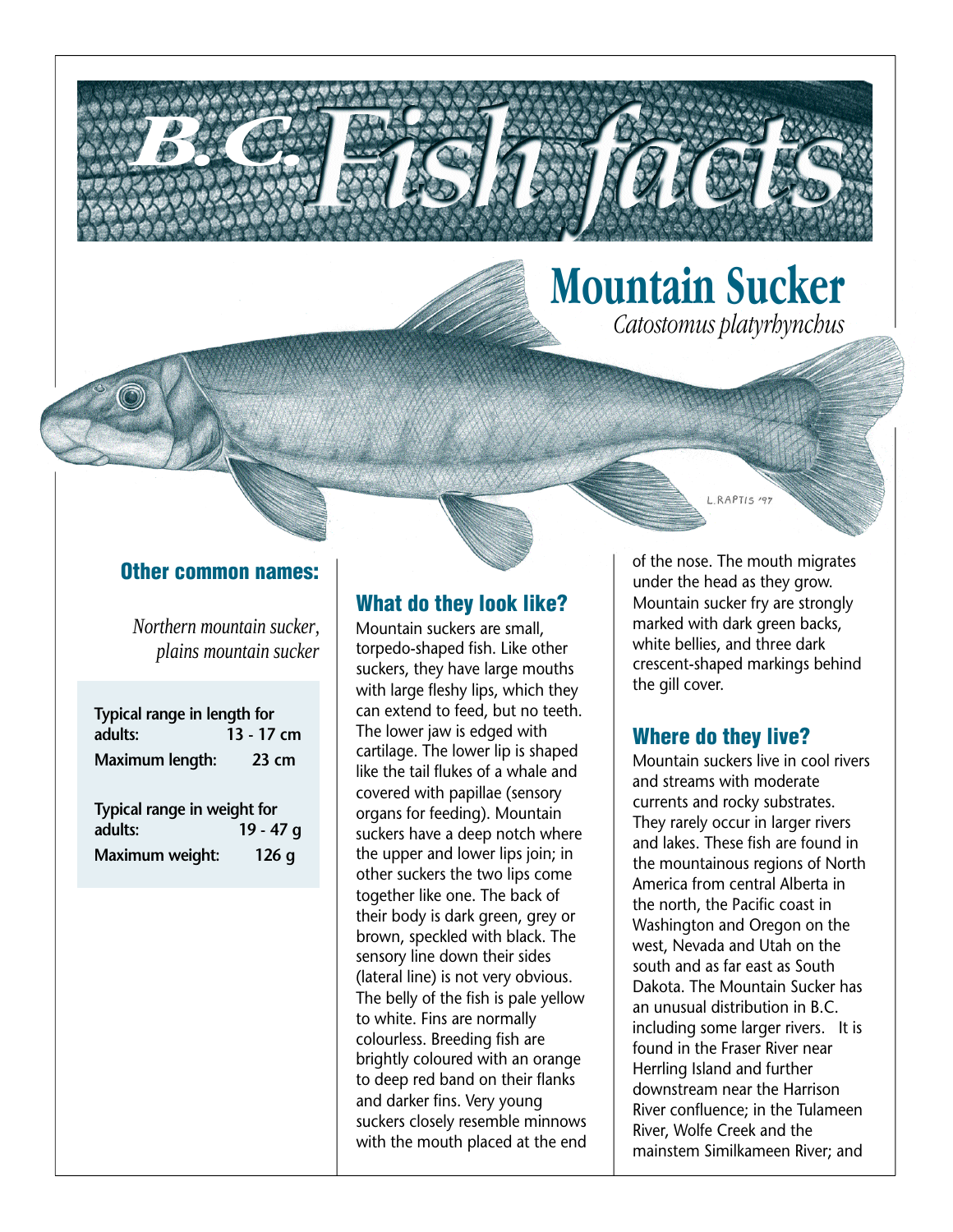# B.C. Fish facts

# Mountain Sucker

*Catostomus platyrhynchus*

## Other common names:

*Northern mountain sucker, plains mountain sucker*

| | |
|---|---|
| **Typical range in length for adults:** | **13 - 17 cm** |
| **Maximum length:** | **23 cm** |
| **Typical range in weight for adults:** | **19 - 47 g** |
| **Maximum weight:** | **126 g** |

## What do they look like?

Mountain suckers are small, torpedo-shaped fish. Like other suckers, they have large mouths with large fleshy lips, which they can extend to feed, but no teeth. The lower jaw is edged with cartilage. The lower lip is shaped like the tail flukes of a whale and covered with papillae (sensory organs for feeding). Mountain suckers have a deep notch where the upper and lower lips join; in other suckers the two lips come together like one. The back of their body is dark green, grey or brown, speckled with black. The sensory line down their sides (lateral line) is not very obvious. The belly of the fish is pale yellow to white. Fins are normally colourless. Breeding fish are brightly coloured with an orange to deep red band on their flanks and darker fins. Very young suckers closely resemble minnows with the mouth placed at the end of the nose. The mouth migrates under the head as they grow. Mountain sucker fry are strongly marked with dark green backs, white bellies, and three dark crescent-shaped markings behind the gill cover.

## Where do they live?

Mountain suckers live in cool rivers and streams with moderate currents and rocky substrates. They rarely occur in larger rivers and lakes. These fish are found in the mountainous regions of North America from central Alberta in the north, the Pacific coast in Washington and Oregon on the west, Nevada and Utah on the south and as far east as South Dakota. The Mountain Sucker has an unusual distribution in B.C. including some larger rivers. It is found in the Fraser River near Herrling Island and further downstream near the Harrison River confluence; in the Tulameen River, Wolfe Creek and the mainstem Similkameen River; and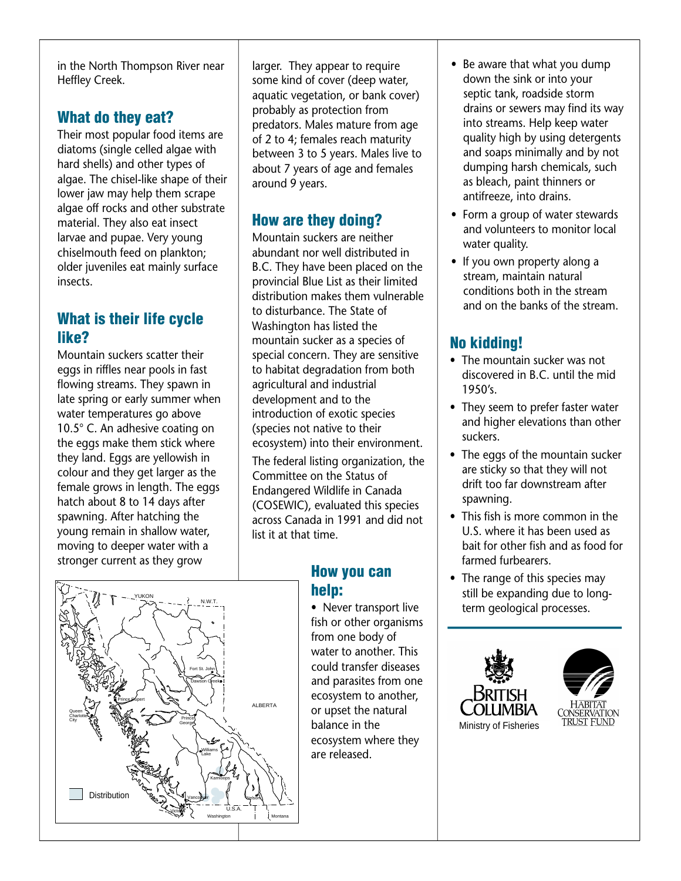in the North Thompson River near Heffley Creek.

## What do they eat?

Their most popular food items are diatoms (single celled algae with hard shells) and other types of algae. The chisel-like shape of their lower jaw may help them scrape algae off rocks and other substrate material. They also eat insect larvae and pupae. Very young chiselmouth feed on plankton; older juveniles eat mainly surface insects.

## What is their life cycle like?

Mountain suckers scatter their eggs in riffles near pools in fast flowing streams. They spawn in late spring or early summer when water temperatures go above 10.5° C. An adhesive coating on the eggs make them stick where they land. Eggs are yellowish in colour and they get larger as the female grows in length. The eggs hatch about 8 to 14 days after spawning. After hatching the young remain in shallow water, moving to deeper water with a stronger current as they grow larger. They appear to require some kind of cover (deep water, aquatic vegetation, or bank cover) probably as protection from predators. Males mature from age of 2 to 4; females reach maturity between 3 to 5 years. Males live to about 7 years of age and females around 9 years.

YUKON
N.W.T.
Fort St. John
Dawson Creek
Prince Rupert
ALBERTA
Queen Charlotte City
Prince George
Williams Lake
Kamloops
Distribution
Vancouver
Nelson
Victoria
U.S.A.
Washington
Montana

## How are they doing?

Mountain suckers are neither abundant nor well distributed in B.C. They have been placed on the provincial Blue List as their limited distribution makes them vulnerable to disturbance. The State of Washington has listed the mountain sucker as a species of special concern. They are sensitive to habitat degradation from both agricultural and industrial development and to the introduction of exotic species (species not native to their ecosystem) into their environment.

The federal listing organization, the Committee on the Status of Endangered Wildlife in Canada (COSEWIC), evaluated this species across Canada in 1991 and did not list it at that time.

## How you can help:

- Never transport live fish or other organisms from one body of water to another. This could transfer diseases and parasites from one ecosystem to another, or upset the natural balance in the ecosystem where they are released.
- Be aware that what you dump down the sink or into your septic tank, roadside storm drains or sewers may find its way into streams. Help keep water quality high by using detergents and soaps minimally and by not dumping harsh chemicals, such as bleach, paint thinners or antifreeze, into drains.
- Form a group of water stewards and volunteers to monitor local water quality.
- If you own property along a stream, maintain natural conditions both in the stream and on the banks of the stream.

## No kidding!

- The mountain sucker was not discovered in B.C. until the mid 1950's.
- They seem to prefer faster water and higher elevations than other suckers.
- The eggs of the mountain sucker are sticky so that they will not drift too far downstream after spawning.
- This fish is more common in the U.S. where it has been used as bait for other fish and as food for farmed furbearers.
- The range of this species may still be expanding due to long-term geological processes.

British Columbia
Ministry of Fisheries

Habitat Conservation Trust Fund